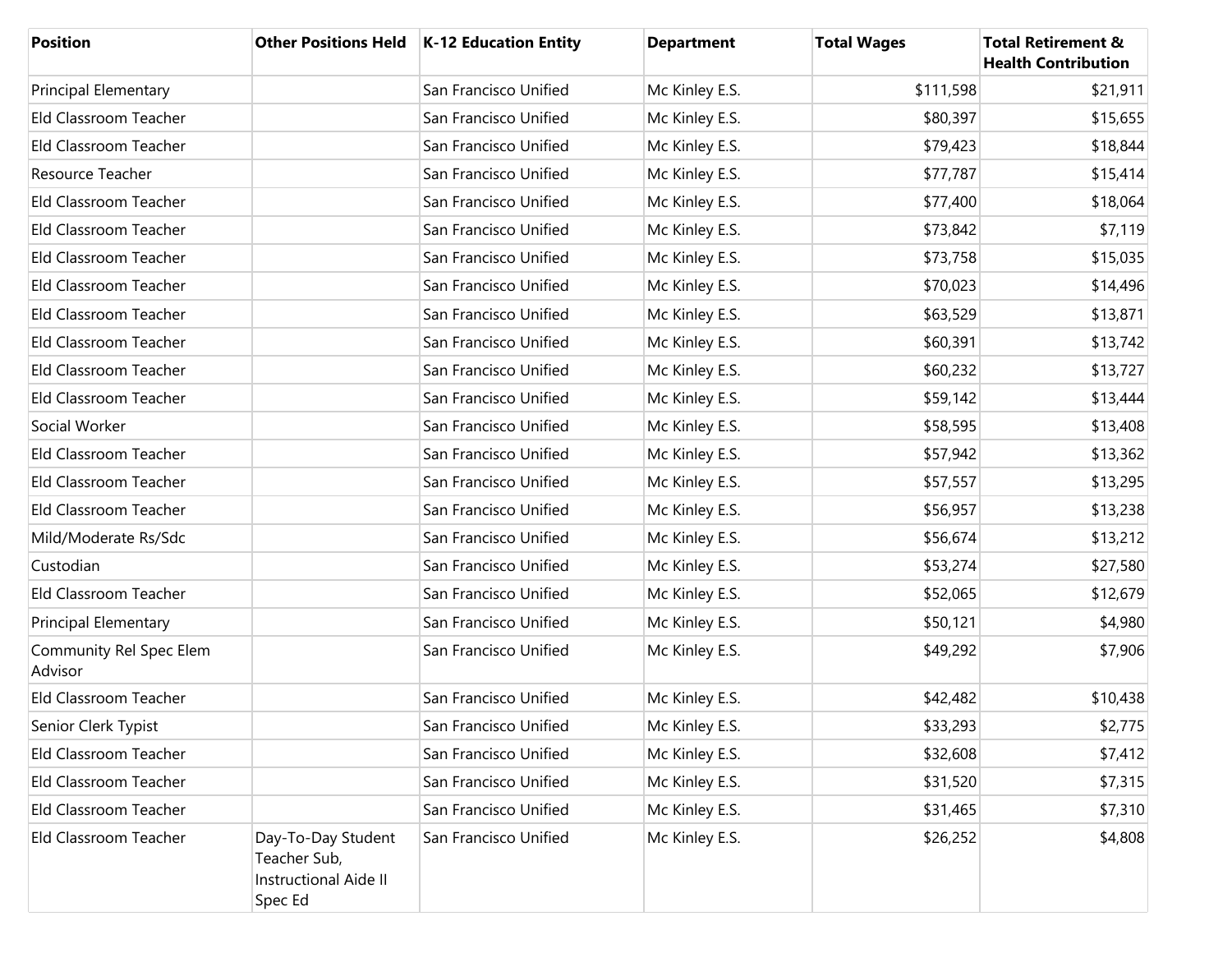| Position | Other Positions Held | K-12 Education Entity | Department | Total Wages | Total Retirement & Health Contribution |
|---|---|---|---|---|---|
| Principal Elementary | | San Francisco Unified | Mc Kinley E.S. | $111,598 | $21,911 |
| Eld Classroom Teacher | | San Francisco Unified | Mc Kinley E.S. | $80,397 | $15,655 |
| Eld Classroom Teacher | | San Francisco Unified | Mc Kinley E.S. | $79,423 | $18,844 |
| Resource Teacher | | San Francisco Unified | Mc Kinley E.S. | $77,787 | $15,414 |
| Eld Classroom Teacher | | San Francisco Unified | Mc Kinley E.S. | $77,400 | $18,064 |
| Eld Classroom Teacher | | San Francisco Unified | Mc Kinley E.S. | $73,842 | $7,119 |
| Eld Classroom Teacher | | San Francisco Unified | Mc Kinley E.S. | $73,758 | $15,035 |
| Eld Classroom Teacher | | San Francisco Unified | Mc Kinley E.S. | $70,023 | $14,496 |
| Eld Classroom Teacher | | San Francisco Unified | Mc Kinley E.S. | $63,529 | $13,871 |
| Eld Classroom Teacher | | San Francisco Unified | Mc Kinley E.S. | $60,391 | $13,742 |
| Eld Classroom Teacher | | San Francisco Unified | Mc Kinley E.S. | $60,232 | $13,727 |
| Eld Classroom Teacher | | San Francisco Unified | Mc Kinley E.S. | $59,142 | $13,444 |
| Social Worker | | San Francisco Unified | Mc Kinley E.S. | $58,595 | $13,408 |
| Eld Classroom Teacher | | San Francisco Unified | Mc Kinley E.S. | $57,942 | $13,362 |
| Eld Classroom Teacher | | San Francisco Unified | Mc Kinley E.S. | $57,557 | $13,295 |
| Eld Classroom Teacher | | San Francisco Unified | Mc Kinley E.S. | $56,957 | $13,238 |
| Mild/Moderate Rs/Sdc | | San Francisco Unified | Mc Kinley E.S. | $56,674 | $13,212 |
| Custodian | | San Francisco Unified | Mc Kinley E.S. | $53,274 | $27,580 |
| Eld Classroom Teacher | | San Francisco Unified | Mc Kinley E.S. | $52,065 | $12,679 |
| Principal Elementary | | San Francisco Unified | Mc Kinley E.S. | $50,121 | $4,980 |
| Community Rel Spec Elem Advisor | | San Francisco Unified | Mc Kinley E.S. | $49,292 | $7,906 |
| Eld Classroom Teacher | | San Francisco Unified | Mc Kinley E.S. | $42,482 | $10,438 |
| Senior Clerk Typist | | San Francisco Unified | Mc Kinley E.S. | $33,293 | $2,775 |
| Eld Classroom Teacher | | San Francisco Unified | Mc Kinley E.S. | $32,608 | $7,412 |
| Eld Classroom Teacher | | San Francisco Unified | Mc Kinley E.S. | $31,520 | $7,315 |
| Eld Classroom Teacher | | San Francisco Unified | Mc Kinley E.S. | $31,465 | $7,310 |
| Eld Classroom Teacher | Day-To-Day Student Teacher Sub, Instructional Aide II Spec Ed | San Francisco Unified | Mc Kinley E.S. | $26,252 | $4,808 |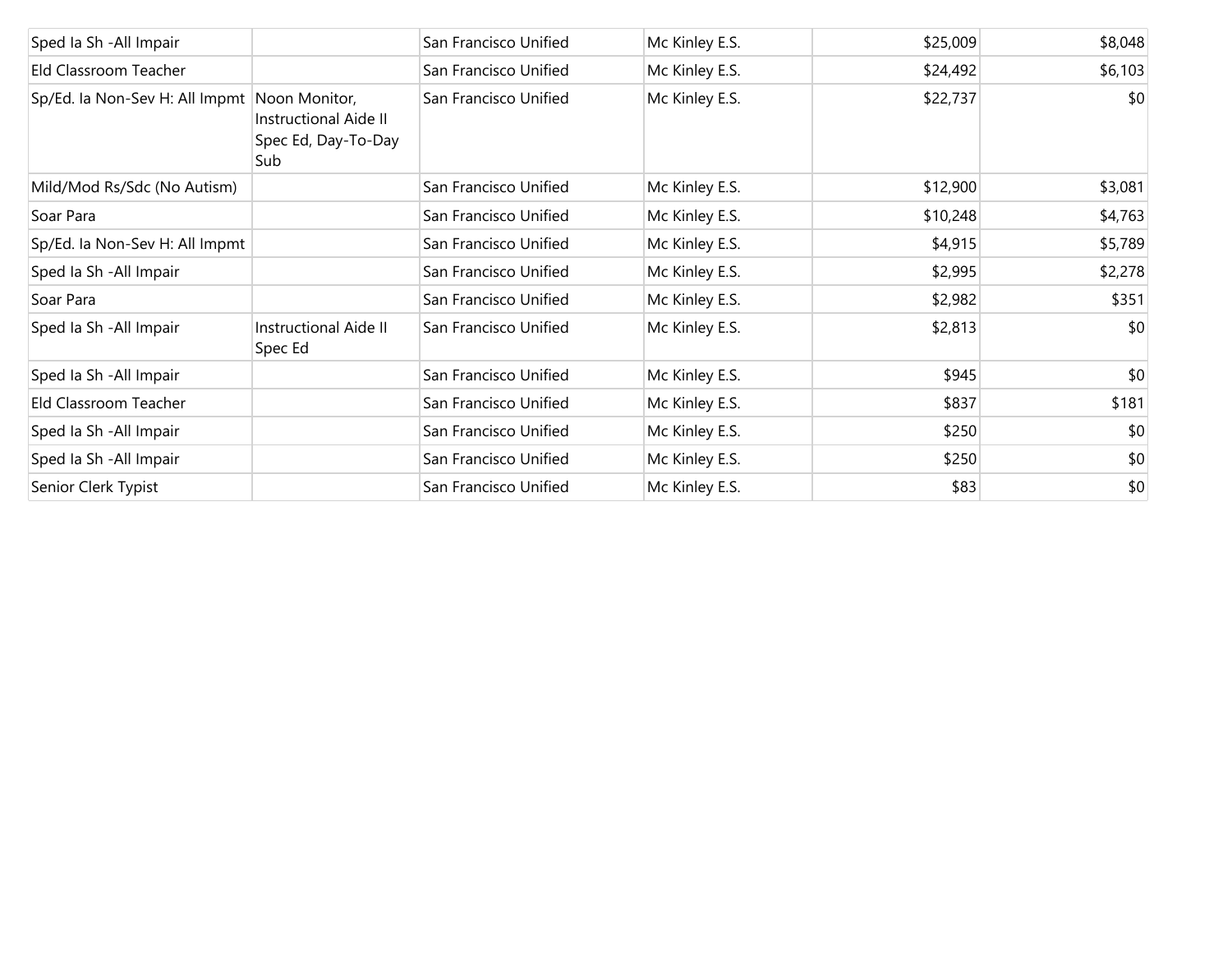| | | | | | |
|---|---|---|---|---|---|
| Sped Ia Sh -All Impair | | San Francisco Unified | Mc Kinley E.S. | $25,009 | $8,048 |
| Eld Classroom Teacher | | San Francisco Unified | Mc Kinley E.S. | $24,492 | $6,103 |
| Sp/Ed. Ia Non-Sev H: All Impmt | Noon Monitor, Instructional Aide II Spec Ed, Day-To-Day Sub | San Francisco Unified | Mc Kinley E.S. | $22,737 | $0 |
| Mild/Mod Rs/Sdc (No Autism) | | San Francisco Unified | Mc Kinley E.S. | $12,900 | $3,081 |
| Soar Para | | San Francisco Unified | Mc Kinley E.S. | $10,248 | $4,763 |
| Sp/Ed. Ia Non-Sev H: All Impmt | | San Francisco Unified | Mc Kinley E.S. | $4,915 | $5,789 |
| Sped Ia Sh -All Impair | | San Francisco Unified | Mc Kinley E.S. | $2,995 | $2,278 |
| Soar Para | | San Francisco Unified | Mc Kinley E.S. | $2,982 | $351 |
| Sped Ia Sh -All Impair | Instructional Aide II Spec Ed | San Francisco Unified | Mc Kinley E.S. | $2,813 | $0 |
| Sped Ia Sh -All Impair | | San Francisco Unified | Mc Kinley E.S. | $945 | $0 |
| Eld Classroom Teacher | | San Francisco Unified | Mc Kinley E.S. | $837 | $181 |
| Sped Ia Sh -All Impair | | San Francisco Unified | Mc Kinley E.S. | $250 | $0 |
| Sped Ia Sh -All Impair | | San Francisco Unified | Mc Kinley E.S. | $250 | $0 |
| Senior Clerk Typist | | San Francisco Unified | Mc Kinley E.S. | $83 | $0 |